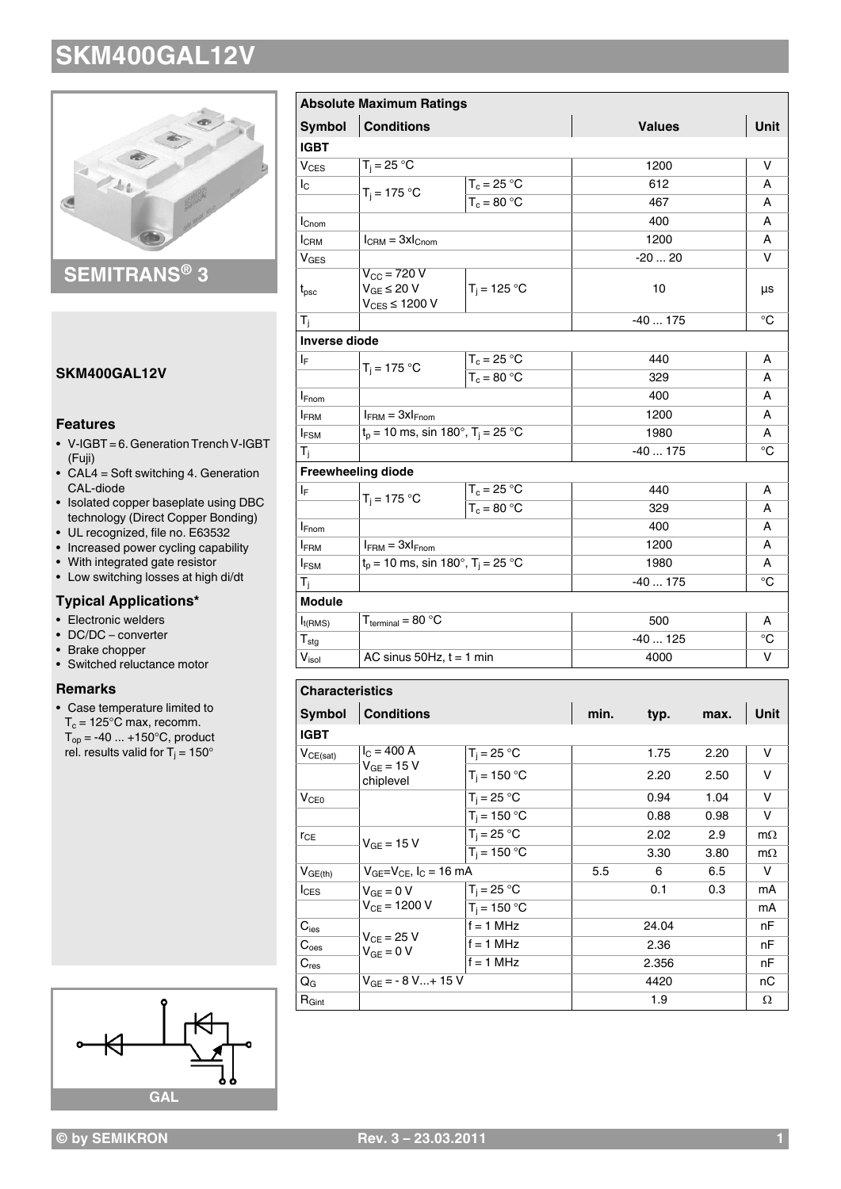# SKM400GAL12V

SEMITRANS® 3

**SKM400GAL12V**

### Features

- V-IGBT = 6. Generation Trench V-IGBT (Fuji)
- CAL4 = Soft switching 4. Generation CAL-diode
- Isolated copper baseplate using DBC technology (Direct Copper Bonding)
- UL recognized, file no. E63532
- Increased power cycling capability
- With integrated gate resistor
- Low switching losses at high di/dt

### Typical Applications*

- Electronic welders
- DC/DC – converter
- Brake chopper
- Switched reluctance motor

### Remarks

- Case temperature limited to $T_c$ = 125°C max, recomm. $T_{op}$ = -40 ... +150°C, product rel. results valid for $T_j$ = 150°

GAL

| Absolute Maximum Ratings | | | | |
|---|---|---|---|---|
| **Symbol** | **Conditions** | | **Values** | **Unit** |
| **IGBT** | | | | |
| $V_{CES}$ | $T_j$ = 25 °C | | 1200 | V |
| $I_C$ | $T_j$ = 175 °C | $T_c$ = 25 °C | 612 | A |
| | | $T_c$ = 80 °C | 467 | A |
| $I_{Cnom}$ | | | 400 | A |
| $I_{CRM}$ | $I_{CRM}$ = 3x$I_{Cnom}$ | | 1200 | A |
| $V_{GES}$ | | | -20 ... 20 | V |
| $t_{psc}$ | $V_{CC}$ = 720 V<br>$V_{GE}$ ≤ 20 V<br>$V_{CES}$ ≤ 1200 V | $T_j$ = 125 °C | 10 | µs |
| $T_j$ | | | -40 ... 175 | °C |
| **Inverse diode** | | | | |
| $I_F$ | $T_j$ = 175 °C | $T_c$ = 25 °C | 440 | A |
| | | $T_c$ = 80 °C | 329 | A |
| $I_{Fnom}$ | | | 400 | A |
| $I_{FRM}$ | $I_{FRM}$ = 3x$I_{Fnom}$ | | 1200 | A |
| $I_{FSM}$ | $t_p$ = 10 ms, sin 180°, $T_j$ = 25 °C | | 1980 | A |
| $T_j$ | | | -40 ... 175 | °C |
| **Freewheeling diode** | | | | |
| $I_F$ | $T_j$ = 175 °C | $T_c$ = 25 °C | 440 | A |
| | | $T_c$ = 80 °C | 329 | A |
| $I_{Fnom}$ | | | 400 | A |
| $I_{FRM}$ | $I_{FRM}$ = 3x$I_{Fnom}$ | | 1200 | A |
| $I_{FSM}$ | $t_p$ = 10 ms, sin 180°, $T_j$ = 25 °C | | 1980 | A |
| $T_j$ | | | -40 ... 175 | °C |
| **Module** | | | | |
| $I_{t(RMS)}$ | $T_{terminal}$ = 80 °C | | 500 | A |
| $T_{stg}$ | | | -40 ... 125 | °C |
| $V_{isol}$ | AC sinus 50Hz, t = 1 min | | 4000 | V |

| Characteristics | | | | | | |
|---|---|---|---|---|---|---|
| **Symbol** | **Conditions** | | **min.** | **typ.** | **max.** | **Unit** |
| **IGBT** | | | | | | |
| $V_{CE(sat)}$ | $I_C$ = 400 A<br>$V_{GE}$ = 15 V<br>chiplevel | $T_j$ = 25 °C | | 1.75 | 2.20 | V |
| | | $T_j$ = 150 °C | | 2.20 | 2.50 | V |
| $V_{CE0}$ | | $T_j$ = 25 °C | | 0.94 | 1.04 | V |
| | | $T_j$ = 150 °C | | 0.88 | 0.98 | V |
| $r_{CE}$ | $V_{GE}$ = 15 V | $T_j$ = 25 °C | | 2.02 | 2.9 | mΩ |
| | | $T_j$ = 150 °C | | 3.30 | 3.80 | mΩ |
| $V_{GE(th)}$ | $V_{GE}$=$V_{CE}$, $I_C$ = 16 mA | | 5.5 | 6 | 6.5 | V |
| $I_{CES}$ | $V_{GE}$ = 0 V<br>$V_{CE}$ = 1200 V | $T_j$ = 25 °C | | 0.1 | 0.3 | mA |
| | | $T_j$ = 150 °C | | | | mA |
| $C_{ies}$ | $V_{CE}$ = 25 V<br>$V_{GE}$ = 0 V | f = 1 MHz | | 24.04 | | nF |
| $C_{oes}$ | | f = 1 MHz | | 2.36 | | nF |
| $C_{res}$ | | f = 1 MHz | | 2.356 | | nF |
| $Q_G$ | $V_{GE}$ = - 8 V...+ 15 V | | | 4420 | | nC |
| $R_{Gint}$ | | | | 1.9 | | Ω |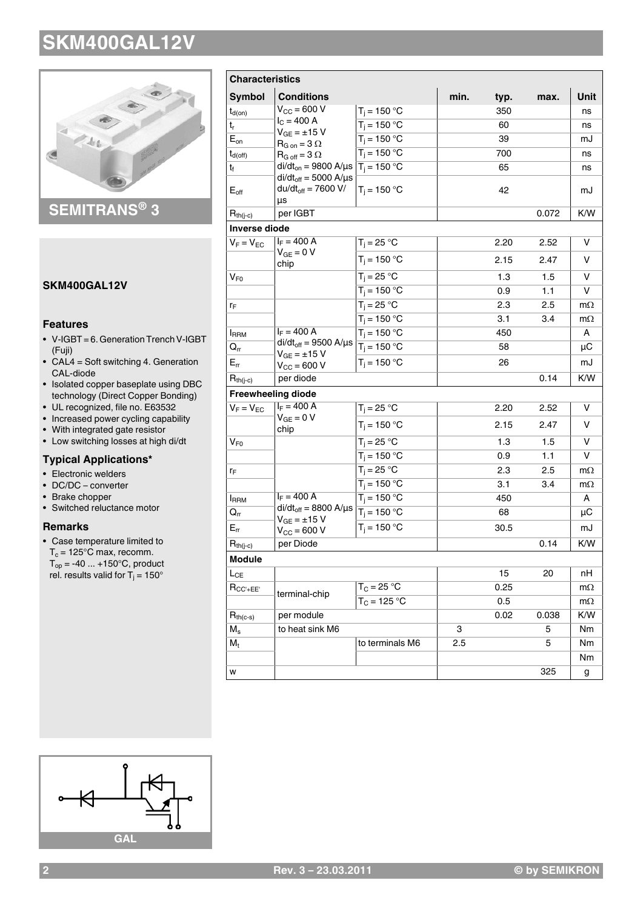# SKM400GAL12V

SEMITRANS® 3

## SKM400GAL12V

### Features

- V-IGBT = 6. Generation Trench V-IGBT (Fuji)
- CAL4 = Soft switching 4. Generation CAL-diode
- Isolated copper baseplate using DBC technology (Direct Copper Bonding)
- UL recognized, file no. E63532
- Increased power cycling capability
- With integrated gate resistor
- Low switching losses at high di/dt

### Typical Applications*

- Electronic welders
- DC/DC – converter
- Brake chopper
- Switched reluctance motor

### Remarks

- Case temperature limited to $T_c$ = 125°C max, recomm. $T_{op}$ = -40 ... +150°C, product rel. results valid for $T_j$ = 150°

GAL

| Characteristics | | | | | | |
|---|---|---|---|---|---|---|
| **Symbol** | **Conditions** | | **min.** | **typ.** | **max.** | **Unit** |
| $t_{d(on)}$ | $V_{CC}$ = 600 V | $T_j$ = 150 °C | | 350 | | ns |
| $t_r$ | $I_C$ = 400 A | $T_j$ = 150 °C | | 60 | | ns |
| $E_{on}$ | $V_{GE}$ = ±15 V | $T_j$ = 150 °C | | 39 | | mJ |
| $t_{d(off)}$ | $R_{G\,on}$ = 3 Ω, $R_{G\,off}$ = 3 Ω | $T_j$ = 150 °C | | 700 | | ns |
| $t_f$ | $di/dt_{on}$ = 9800 A/µs | $T_j$ = 150 °C | | 65 | | ns |
| $E_{off}$ | $di/dt_{off}$ = 5000 A/µs, $du/dt_{off}$ = 7600 V/µs | $T_j$ = 150 °C | | 42 | | mJ |
| $R_{th(j-c)}$ | per IGBT | | | | 0.072 | K/W |
| **Inverse diode** | | | | | | |
| $V_F = V_{EC}$ | $I_F$ = 400 A, $V_{GE}$ = 0 V, chip | $T_j$ = 25 °C | | 2.20 | 2.52 | V |
| | | $T_j$ = 150 °C | | 2.15 | 2.47 | V |
| $V_{F0}$ | | $T_j$ = 25 °C | | 1.3 | 1.5 | V |
| | | $T_j$ = 150 °C | | 0.9 | 1.1 | V |
| $r_F$ | | $T_j$ = 25 °C | | 2.3 | 2.5 | mΩ |
| | | $T_j$ = 150 °C | | 3.1 | 3.4 | mΩ |
| $I_{RRM}$ | $I_F$ = 400 A | $T_j$ = 150 °C | | 450 | | A |
| $Q_{rr}$ | $di/dt_{off}$ = 9500 A/µs, $V_{GE}$ = ±15 V | $T_j$ = 150 °C | | 58 | | µC |
| $E_{rr}$ | $V_{CC}$ = 600 V | $T_j$ = 150 °C | | 26 | | mJ |
| $R_{th(j-c)}$ | per diode | | | | 0.14 | K/W |
| **Freewheeling diode** | | | | | | |
| $V_F = V_{EC}$ | $I_F$ = 400 A, $V_{GE}$ = 0 V, chip | $T_j$ = 25 °C | | 2.20 | 2.52 | V |
| | | $T_j$ = 150 °C | | 2.15 | 2.47 | V |
| $V_{F0}$ | | $T_j$ = 25 °C | | 1.3 | 1.5 | V |
| | | $T_j$ = 150 °C | | 0.9 | 1.1 | V |
| $r_F$ | | $T_j$ = 25 °C | | 2.3 | 2.5 | mΩ |
| | | $T_j$ = 150 °C | | 3.1 | 3.4 | mΩ |
| $I_{RRM}$ | $I_F$ = 400 A | $T_j$ = 150 °C | | 450 | | A |
| $Q_{rr}$ | $di/dt_{off}$ = 8800 A/µs, $V_{GE}$ = ±15 V | $T_j$ = 150 °C | | 68 | | µC |
| $E_{rr}$ | $V_{CC}$ = 600 V | $T_j$ = 150 °C | | 30.5 | | mJ |
| $R_{th(j-c)}$ | per Diode | | | | 0.14 | K/W |
| **Module** | | | | | | |
| $L_{CE}$ | | | | 15 | 20 | nH |
| $R_{CC'+EE'}$ | terminal-chip | $T_C$ = 25 °C | | 0.25 | | mΩ |
| | | $T_C$ = 125 °C | | 0.5 | | mΩ |
| $R_{th(c-s)}$ | per module | | | 0.02 | 0.038 | K/W |
| $M_s$ | to heat sink M6 | | 3 | | 5 | Nm |
| $M_t$ | | to terminals M6 | 2.5 | | 5 | Nm |
| | | | | | | Nm |
| w | | | | | 325 | g |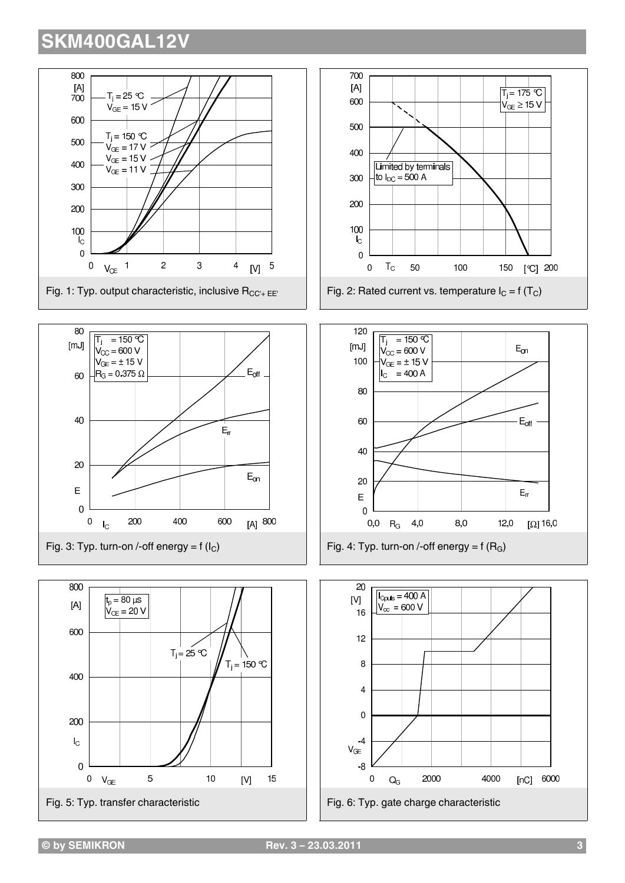Fig. 1: Typ. output characteristic, inclusive $R_{CC'+EE'}$

Fig. 2: Rated current vs. temperature $I_C = f(T_C)$

Fig. 3: Typ. turn-on /-off energy = f ($I_C$)

Fig. 4: Typ. turn-on /-off energy = f ($R_G$)

Fig. 5: Typ. transfer characteristic

Fig. 6: Typ. gate charge characteristic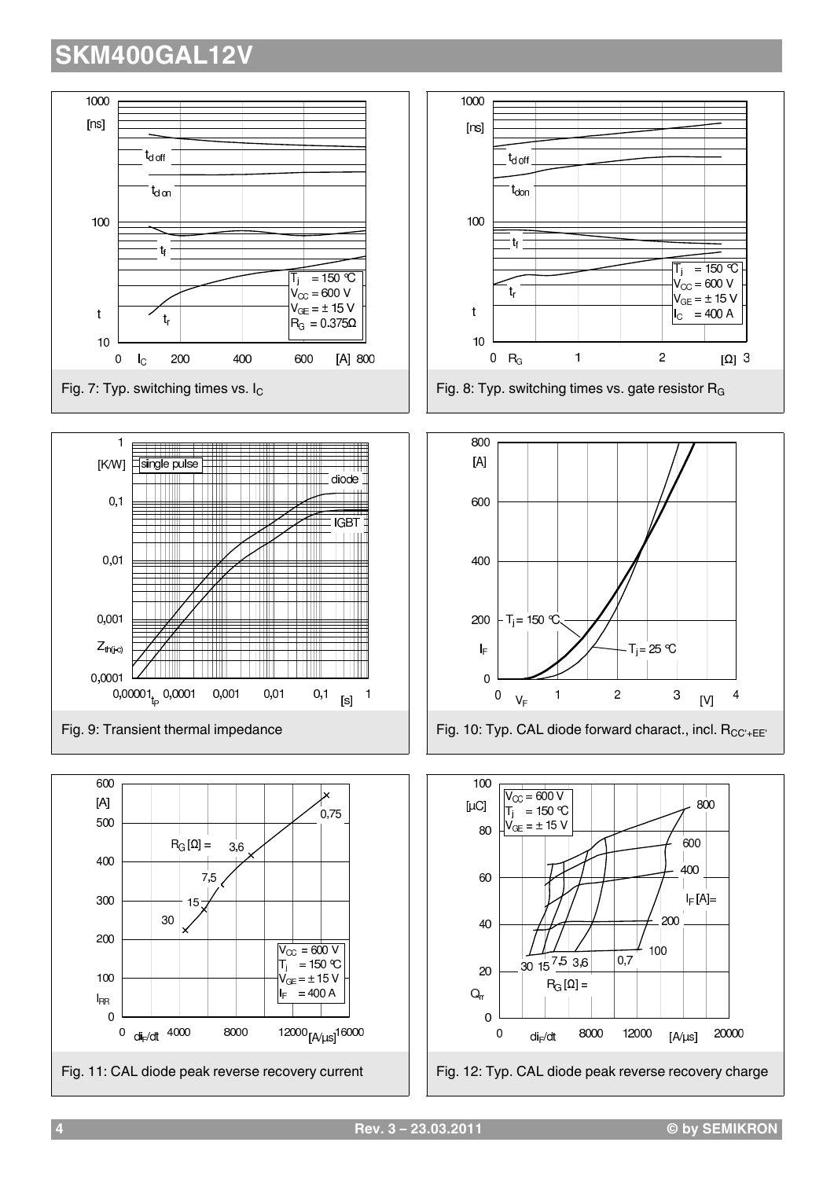Fig. 7: Typ. switching times vs. $I_C$

Fig. 8: Typ. switching times vs. gate resistor $R_G$

Fig. 9: Transient thermal impedance

Fig. 10: Typ. CAL diode forward charact., incl. $R_{CC'+EE'}$

Fig. 11: CAL diode peak reverse recovery current

Fig. 12: Typ. CAL diode peak reverse recovery charge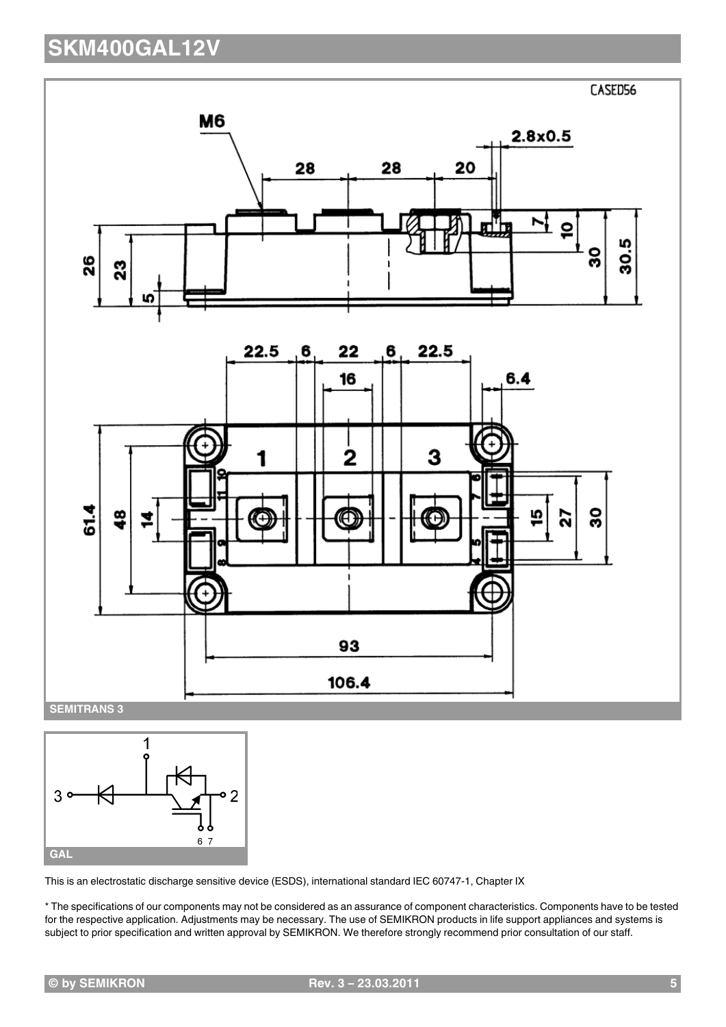# SKM400GAL12V

CASED56

M6

2.8x0.5

28 28 20

7 10 30 30.5

26 23 5

22.5 6 22 6 22.5

16

6.4

1 2 3

61.4 48 14

15 27 30

93

106.4

SEMITRANS 3

1

3 2

6 7

GAL

This is an electrostatic discharge sensitive device (ESDS), international standard IEC 60747-1, Chapter IX

* The specifications of our components may not be considered as an assurance of component characteristics. Components have to be tested for the respective application. Adjustments may be necessary. The use of SEMIKRON products in life support appliances and systems is subject to prior specification and written approval by SEMIKRON. We therefore strongly recommend prior consultation of our staff.

© by SEMIKRON Rev. 3 – 23.03.2011